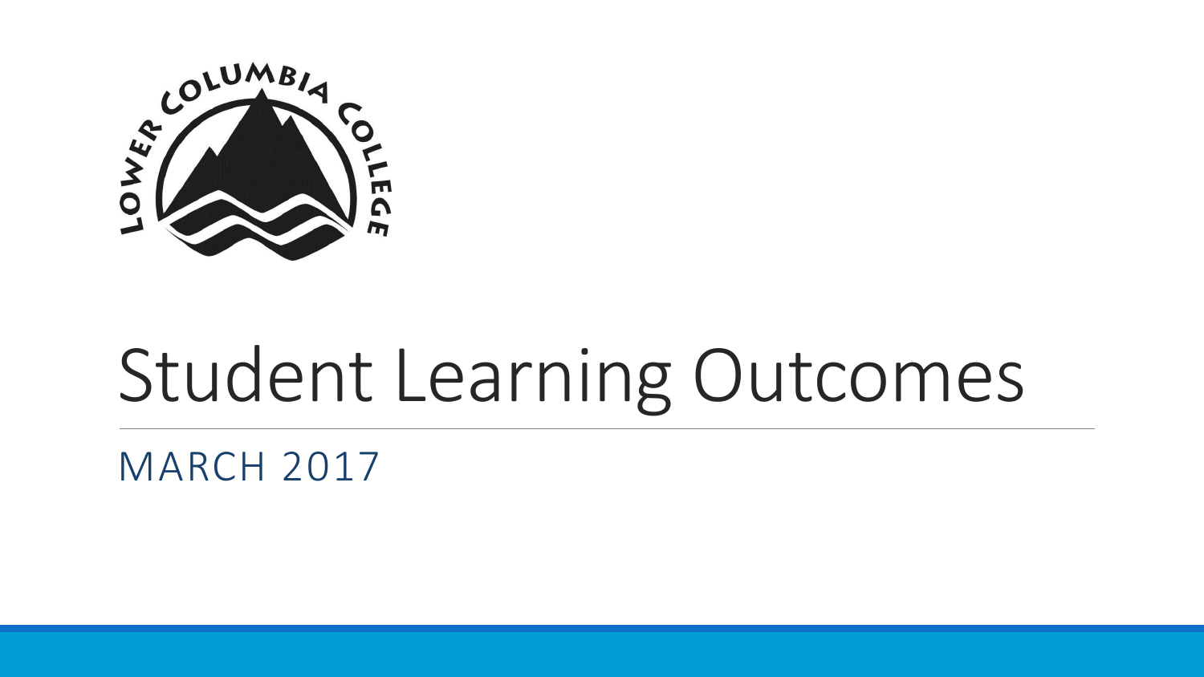# Student Learning Outcomes

MARCH 2017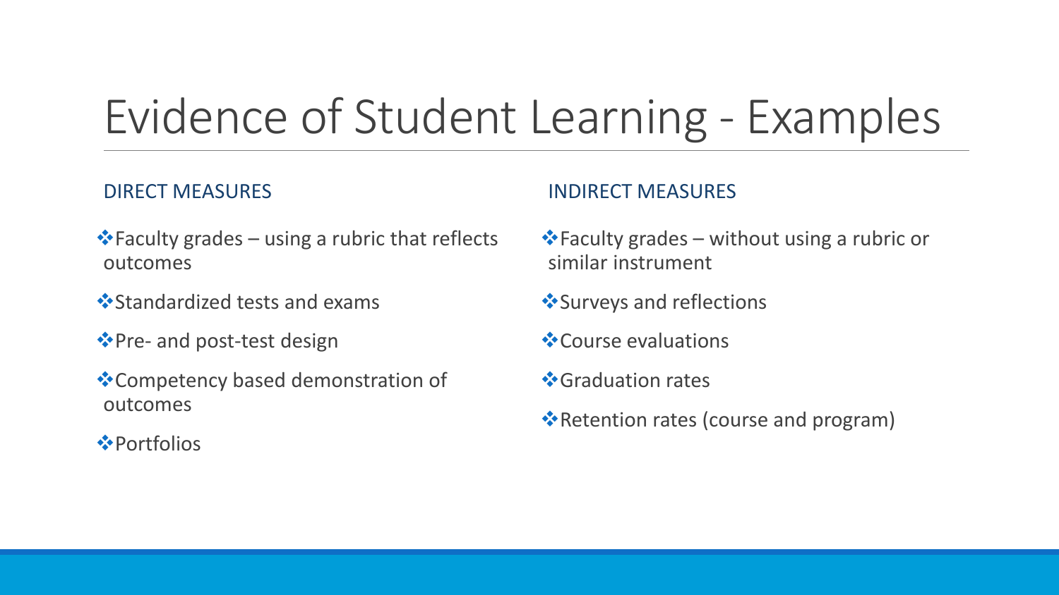# Evidence of Student Learning - Examples

## DIRECT MEASURES

- Faculty grades – using a rubric that reflects outcomes
- Standardized tests and exams
- Pre- and post-test design
- Competency based demonstration of outcomes
- Portfolios

## INDIRECT MEASURES

- Faculty grades – without using a rubric or similar instrument
- Surveys and reflections
- Course evaluations
- Graduation rates
- Retention rates (course and program)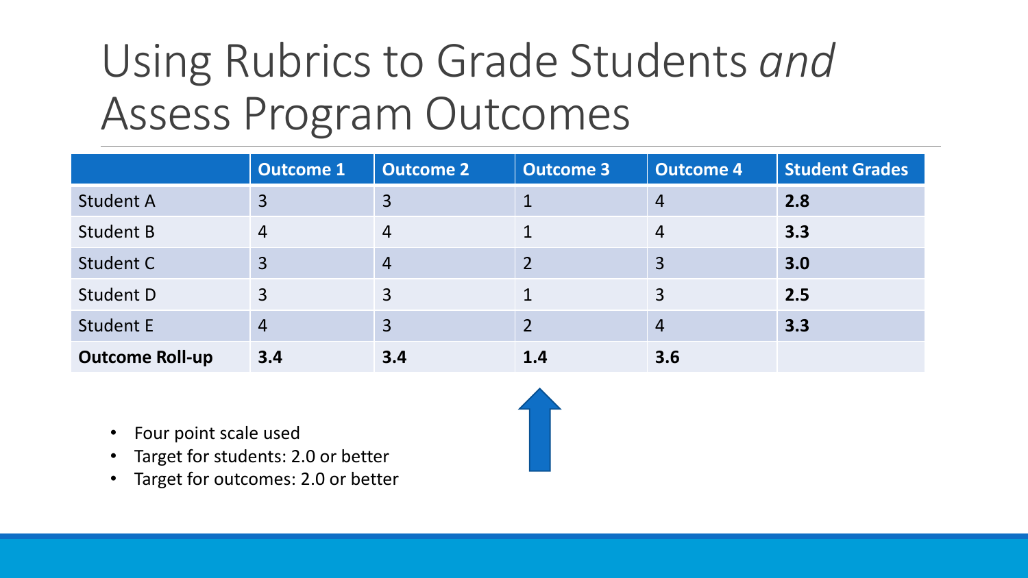# Using Rubrics to Grade Students *and* Assess Program Outcomes

| | Outcome 1 | Outcome 2 | Outcome 3 | Outcome 4 | Student Grades |
|---|---|---|---|---|---|
| Student A | 3 | 3 | 1 | 4 | **2.8** |
| Student B | 4 | 4 | 1 | 4 | **3.3** |
| Student C | 3 | 4 | 2 | 3 | **3.0** |
| Student D | 3 | 3 | 1 | 3 | **2.5** |
| Student E | 4 | 3 | 2 | 4 | **3.3** |
| **Outcome Roll-up** | **3.4** | **3.4** | **1.4** | **3.6** | |

- Four point scale used
- Target for students: 2.0 or better
- Target for outcomes: 2.0 or better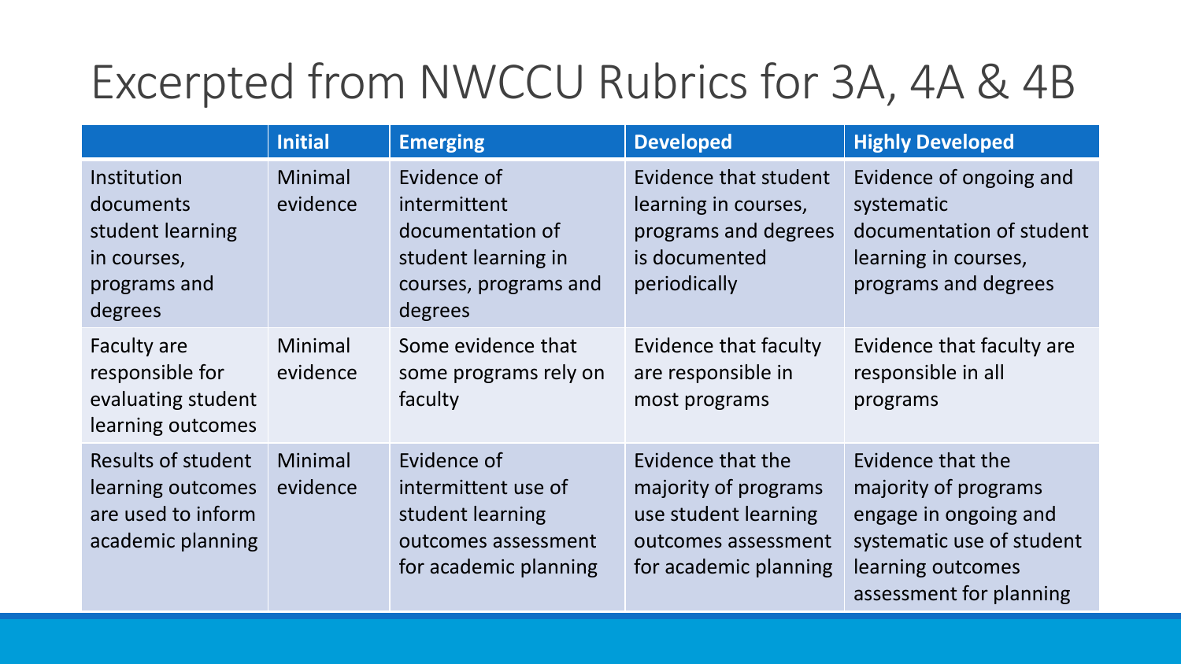# Excerpted from NWCCU Rubrics for 3A, 4A & 4B

| | Initial | Emerging | Developed | Highly Developed |
|---|---|---|---|---|
| Institution documents student learning in courses, programs and degrees | Minimal evidence | Evidence of intermittent documentation of student learning in courses, programs and degrees | Evidence that student learning in courses, programs and degrees is documented periodically | Evidence of ongoing and systematic documentation of student learning in courses, programs and degrees |
| Faculty are responsible for evaluating student learning outcomes | Minimal evidence | Some evidence that some programs rely on faculty | Evidence that faculty are responsible in most programs | Evidence that faculty are responsible in all programs |
| Results of student learning outcomes are used to inform academic planning | Minimal evidence | Evidence of intermittent use of student learning outcomes assessment for academic planning | Evidence that the majority of programs use student learning outcomes assessment for academic planning | Evidence that the majority of programs engage in ongoing and systematic use of student learning outcomes assessment for planning |